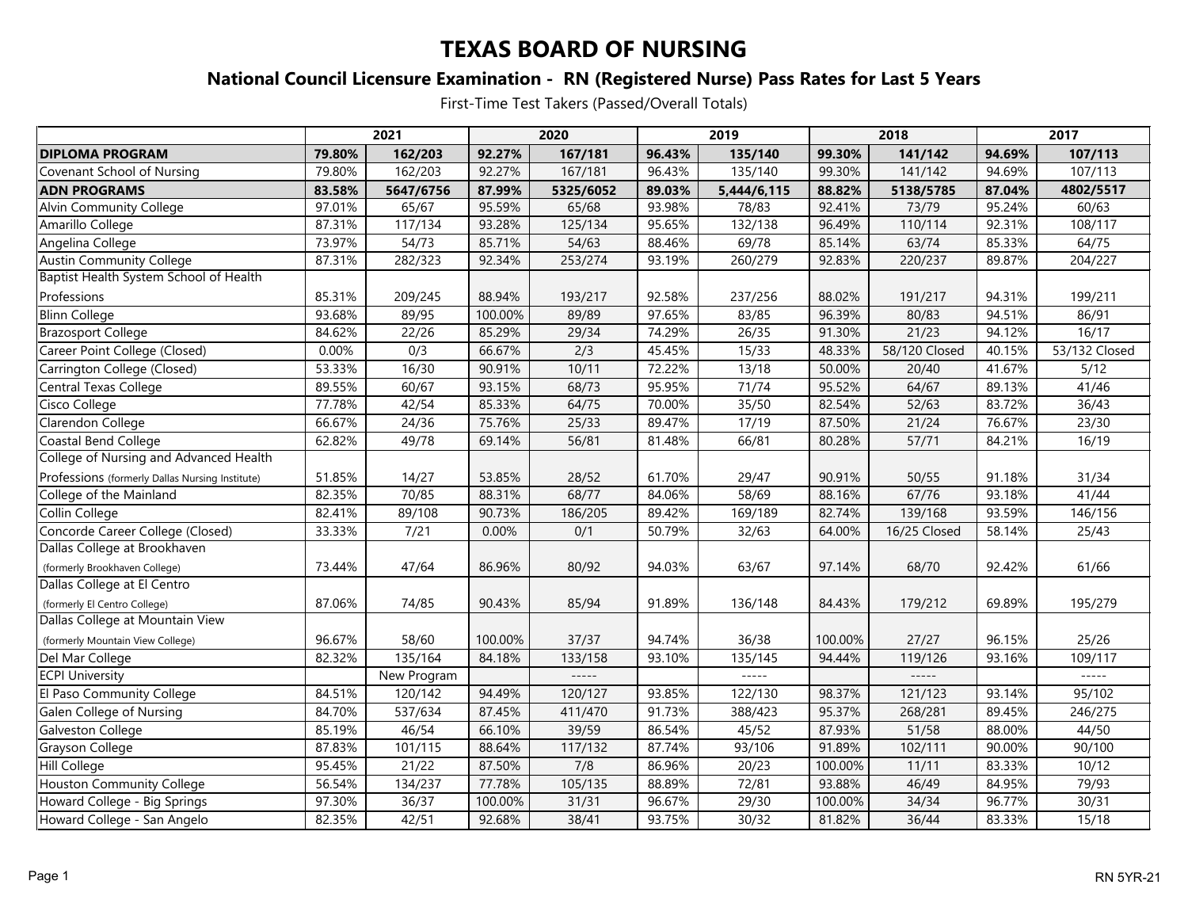# TEXAS BOARD OF NURSING

## National Council Licensure Examination - RN (Registered Nurse) Pass Rates for Last 5 Years

First-Time Test Takers (Passed/Overall Totals)

| | 2021 | | 2020 | | 2019 | | 2018 | | 2017 | |
|---|---|---|---|---|---|---|---|---|---|---|
| **DIPLOMA PROGRAM** | **79.80%** | **162/203** | **92.27%** | **167/181** | **96.43%** | **135/140** | **99.30%** | **141/142** | **94.69%** | **107/113** |
| Covenant School of Nursing | 79.80% | 162/203 | 92.27% | 167/181 | 96.43% | 135/140 | 99.30% | 141/142 | 94.69% | 107/113 |
| **ADN PROGRAMS** | **83.58%** | **5647/6756** | **87.99%** | **5325/6052** | **89.03%** | **5,444/6,115** | **88.82%** | **5138/5785** | **87.04%** | **4802/5517** |
| Alvin Community College | 97.01% | 65/67 | 95.59% | 65/68 | 93.98% | 78/83 | 92.41% | 73/79 | 95.24% | 60/63 |
| Amarillo College | 87.31% | 117/134 | 93.28% | 125/134 | 95.65% | 132/138 | 96.49% | 110/114 | 92.31% | 108/117 |
| Angelina College | 73.97% | 54/73 | 85.71% | 54/63 | 88.46% | 69/78 | 85.14% | 63/74 | 85.33% | 64/75 |
| Austin Community College | 87.31% | 282/323 | 92.34% | 253/274 | 93.19% | 260/279 | 92.83% | 220/237 | 89.87% | 204/227 |
| Baptist Health System School of Health Professions | 85.31% | 209/245 | 88.94% | 193/217 | 92.58% | 237/256 | 88.02% | 191/217 | 94.31% | 199/211 |
| Blinn College | 93.68% | 89/95 | 100.00% | 89/89 | 97.65% | 83/85 | 96.39% | 80/83 | 94.51% | 86/91 |
| Brazosport College | 84.62% | 22/26 | 85.29% | 29/34 | 74.29% | 26/35 | 91.30% | 21/23 | 94.12% | 16/17 |
| Career Point College (Closed) | 0.00% | 0/3 | 66.67% | 2/3 | 45.45% | 15/33 | 48.33% | 58/120 Closed | 40.15% | 53/132 Closed |
| Carrington College (Closed) | 53.33% | 16/30 | 90.91% | 10/11 | 72.22% | 13/18 | 50.00% | 20/40 | 41.67% | 5/12 |
| Central Texas College | 89.55% | 60/67 | 93.15% | 68/73 | 95.95% | 71/74 | 95.52% | 64/67 | 89.13% | 41/46 |
| Cisco College | 77.78% | 42/54 | 85.33% | 64/75 | 70.00% | 35/50 | 82.54% | 52/63 | 83.72% | 36/43 |
| Clarendon College | 66.67% | 24/36 | 75.76% | 25/33 | 89.47% | 17/19 | 87.50% | 21/24 | 76.67% | 23/30 |
| Coastal Bend College | 62.82% | 49/78 | 69.14% | 56/81 | 81.48% | 66/81 | 80.28% | 57/71 | 84.21% | 16/19 |
| College of Nursing and Advanced Health Professions (formerly Dallas Nursing Institute) | 51.85% | 14/27 | 53.85% | 28/52 | 61.70% | 29/47 | 90.91% | 50/55 | 91.18% | 31/34 |
| College of the Mainland | 82.35% | 70/85 | 88.31% | 68/77 | 84.06% | 58/69 | 88.16% | 67/76 | 93.18% | 41/44 |
| Collin College | 82.41% | 89/108 | 90.73% | 186/205 | 89.42% | 169/189 | 82.74% | 139/168 | 93.59% | 146/156 |
| Concorde Career College (Closed) | 33.33% | 7/21 | 0.00% | 0/1 | 50.79% | 32/63 | 64.00% | 16/25 Closed | 58.14% | 25/43 |
| Dallas College at Brookhaven (formerly Brookhaven College) | 73.44% | 47/64 | 86.96% | 80/92 | 94.03% | 63/67 | 97.14% | 68/70 | 92.42% | 61/66 |
| Dallas College at El Centro (formerly El Centro College) | 87.06% | 74/85 | 90.43% | 85/94 | 91.89% | 136/148 | 84.43% | 179/212 | 69.89% | 195/279 |
| Dallas College at Mountain View (formerly Mountain View College) | 96.67% | 58/60 | 100.00% | 37/37 | 94.74% | 36/38 | 100.00% | 27/27 | 96.15% | 25/26 |
| Del Mar College | 82.32% | 135/164 | 84.18% | 133/158 | 93.10% | 135/145 | 94.44% | 119/126 | 93.16% | 109/117 |
| ECPI University | | New Program | | ----- | | ----- | | ----- | | ----- |
| El Paso Community College | 84.51% | 120/142 | 94.49% | 120/127 | 93.85% | 122/130 | 98.37% | 121/123 | 93.14% | 95/102 |
| Galen College of Nursing | 84.70% | 537/634 | 87.45% | 411/470 | 91.73% | 388/423 | 95.37% | 268/281 | 89.45% | 246/275 |
| Galveston College | 85.19% | 46/54 | 66.10% | 39/59 | 86.54% | 45/52 | 87.93% | 51/58 | 88.00% | 44/50 |
| Grayson College | 87.83% | 101/115 | 88.64% | 117/132 | 87.74% | 93/106 | 91.89% | 102/111 | 90.00% | 90/100 |
| Hill College | 95.45% | 21/22 | 87.50% | 7/8 | 86.96% | 20/23 | 100.00% | 11/11 | 83.33% | 10/12 |
| Houston Community College | 56.54% | 134/237 | 77.78% | 105/135 | 88.89% | 72/81 | 93.88% | 46/49 | 84.95% | 79/93 |
| Howard College - Big Springs | 97.30% | 36/37 | 100.00% | 31/31 | 96.67% | 29/30 | 100.00% | 34/34 | 96.77% | 30/31 |
| Howard College - San Angelo | 82.35% | 42/51 | 92.68% | 38/41 | 93.75% | 30/32 | 81.82% | 36/44 | 83.33% | 15/18 |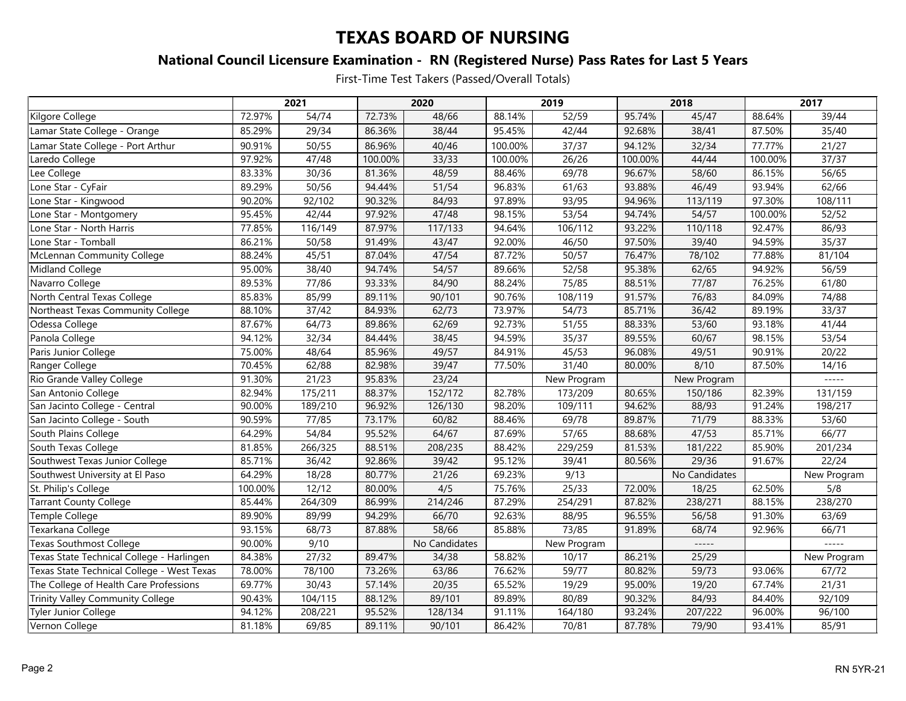# TEXAS BOARD OF NURSING

## National Council Licensure Examination - RN (Registered Nurse) Pass Rates for Last 5 Years

First-Time Test Takers (Passed/Overall Totals)

| | 2021 | | 2020 | | 2019 | | 2018 | | 2017 | |
|---|---|---|---|---|---|---|---|---|---|---|
| Kilgore College | 72.97% | 54/74 | 72.73% | 48/66 | 88.14% | 52/59 | 95.74% | 45/47 | 88.64% | 39/44 |
| Lamar State College - Orange | 85.29% | 29/34 | 86.36% | 38/44 | 95.45% | 42/44 | 92.68% | 38/41 | 87.50% | 35/40 |
| Lamar State College - Port Arthur | 90.91% | 50/55 | 86.96% | 40/46 | 100.00% | 37/37 | 94.12% | 32/34 | 77.77% | 21/27 |
| Laredo College | 97.92% | 47/48 | 100.00% | 33/33 | 100.00% | 26/26 | 100.00% | 44/44 | 100.00% | 37/37 |
| Lee College | 83.33% | 30/36 | 81.36% | 48/59 | 88.46% | 69/78 | 96.67% | 58/60 | 86.15% | 56/65 |
| Lone Star - CyFair | 89.29% | 50/56 | 94.44% | 51/54 | 96.83% | 61/63 | 93.88% | 46/49 | 93.94% | 62/66 |
| Lone Star - Kingwood | 90.20% | 92/102 | 90.32% | 84/93 | 97.89% | 93/95 | 94.96% | 113/119 | 97.30% | 108/111 |
| Lone Star - Montgomery | 95.45% | 42/44 | 97.92% | 47/48 | 98.15% | 53/54 | 94.74% | 54/57 | 100.00% | 52/52 |
| Lone Star - North Harris | 77.85% | 116/149 | 87.97% | 117/133 | 94.64% | 106/112 | 93.22% | 110/118 | 92.47% | 86/93 |
| Lone Star - Tomball | 86.21% | 50/58 | 91.49% | 43/47 | 92.00% | 46/50 | 97.50% | 39/40 | 94.59% | 35/37 |
| McLennan Community College | 88.24% | 45/51 | 87.04% | 47/54 | 87.72% | 50/57 | 76.47% | 78/102 | 77.88% | 81/104 |
| Midland College | 95.00% | 38/40 | 94.74% | 54/57 | 89.66% | 52/58 | 95.38% | 62/65 | 94.92% | 56/59 |
| Navarro College | 89.53% | 77/86 | 93.33% | 84/90 | 88.24% | 75/85 | 88.51% | 77/87 | 76.25% | 61/80 |
| North Central Texas College | 85.83% | 85/99 | 89.11% | 90/101 | 90.76% | 108/119 | 91.57% | 76/83 | 84.09% | 74/88 |
| Northeast Texas Community College | 88.10% | 37/42 | 84.93% | 62/73 | 73.97% | 54/73 | 85.71% | 36/42 | 89.19% | 33/37 |
| Odessa College | 87.67% | 64/73 | 89.86% | 62/69 | 92.73% | 51/55 | 88.33% | 53/60 | 93.18% | 41/44 |
| Panola College | 94.12% | 32/34 | 84.44% | 38/45 | 94.59% | 35/37 | 89.55% | 60/67 | 98.15% | 53/54 |
| Paris Junior College | 75.00% | 48/64 | 85.96% | 49/57 | 84.91% | 45/53 | 96.08% | 49/51 | 90.91% | 20/22 |
| Ranger College | 70.45% | 62/88 | 82.98% | 39/47 | 77.50% | 31/40 | 80.00% | 8/10 | 87.50% | 14/16 |
| Rio Grande Valley College | 91.30% | 21/23 | 95.83% | 23/24 | | New Program | | New Program | | ----- |
| San Antonio College | 82.94% | 175/211 | 88.37% | 152/172 | 82.78% | 173/209 | 80.65% | 150/186 | 82.39% | 131/159 |
| San Jacinto College - Central | 90.00% | 189/210 | 96.92% | 126/130 | 98.20% | 109/111 | 94.62% | 88/93 | 91.24% | 198/217 |
| San Jacinto College - South | 90.59% | 77/85 | 73.17% | 60/82 | 88.46% | 69/78 | 89.87% | 71/79 | 88.33% | 53/60 |
| South Plains College | 64.29% | 54/84 | 95.52% | 64/67 | 87.69% | 57/65 | 88.68% | 47/53 | 85.71% | 66/77 |
| South Texas College | 81.85% | 266/325 | 88.51% | 208/235 | 88.42% | 229/259 | 81.53% | 181/222 | 85.90% | 201/234 |
| Southwest Texas Junior College | 85.71% | 36/42 | 92.86% | 39/42 | 95.12% | 39/41 | 80.56% | 29/36 | 91.67% | 22/24 |
| Southwest University at El Paso | 64.29% | 18/28 | 80.77% | 21/26 | 69.23% | 9/13 | | No Candidates | | New Program |
| St. Philip's College | 100.00% | 12/12 | 80.00% | 4/5 | 75.76% | 25/33 | 72.00% | 18/25 | 62.50% | 5/8 |
| Tarrant County College | 85.44% | 264/309 | 86.99% | 214/246 | 87.29% | 254/291 | 87.82% | 238/271 | 88.15% | 238/270 |
| Temple College | 89.90% | 89/99 | 94.29% | 66/70 | 92.63% | 88/95 | 96.55% | 56/58 | 91.30% | 63/69 |
| Texarkana College | 93.15% | 68/73 | 87.88% | 58/66 | 85.88% | 73/85 | 91.89% | 68/74 | 92.96% | 66/71 |
| Texas Southmost College | 90.00% | 9/10 | | No Candidates | | New Program | | ----- | | ----- |
| Texas State Technical College - Harlingen | 84.38% | 27/32 | 89.47% | 34/38 | 58.82% | 10/17 | 86.21% | 25/29 | | New Program |
| Texas State Technical College - West Texas | 78.00% | 78/100 | 73.26% | 63/86 | 76.62% | 59/77 | 80.82% | 59/73 | 93.06% | 67/72 |
| The College of Health Care Professions | 69.77% | 30/43 | 57.14% | 20/35 | 65.52% | 19/29 | 95.00% | 19/20 | 67.74% | 21/31 |
| Trinity Valley Community College | 90.43% | 104/115 | 88.12% | 89/101 | 89.89% | 80/89 | 90.32% | 84/93 | 84.40% | 92/109 |
| Tyler Junior College | 94.12% | 208/221 | 95.52% | 128/134 | 91.11% | 164/180 | 93.24% | 207/222 | 96.00% | 96/100 |
| Vernon College | 81.18% | 69/85 | 89.11% | 90/101 | 86.42% | 70/81 | 87.78% | 79/90 | 93.41% | 85/91 |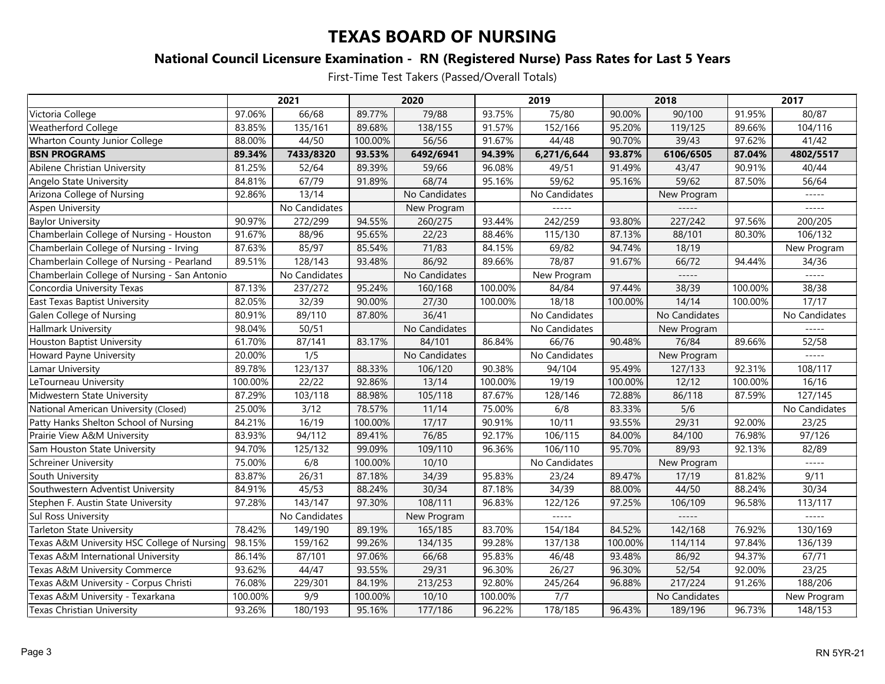# TEXAS BOARD OF NURSING

## National Council Licensure Examination - RN (Registered Nurse) Pass Rates for Last 5 Years

First-Time Test Takers (Passed/Overall Totals)

| | 2021 | | 2020 | | 2019 | | 2018 | | 2017 | |
|---|---|---|---|---|---|---|---|---|---|---|
| Victoria College | 97.06% | 66/68 | 89.77% | 79/88 | 93.75% | 75/80 | 90.00% | 90/100 | 91.95% | 80/87 |
| Weatherford College | 83.85% | 135/161 | 89.68% | 138/155 | 91.57% | 152/166 | 95.20% | 119/125 | 89.66% | 104/116 |
| Wharton County Junior College | 88.00% | 44/50 | 100.00% | 56/56 | 91.67% | 44/48 | 90.70% | 39/43 | 97.62% | 41/42 |
| **BSN PROGRAMS** | **89.34%** | **7433/8320** | **93.53%** | **6492/6941** | **94.39%** | **6,271/6,644** | **93.87%** | **6106/6505** | **87.04%** | **4802/5517** |
| Abilene Christian University | 81.25% | 52/64 | 89.39% | 59/66 | 96.08% | 49/51 | 91.49% | 43/47 | 90.91% | 40/44 |
| Angelo State University | 84.81% | 67/79 | 91.89% | 68/74 | 95.16% | 59/62 | 95.16% | 59/62 | 87.50% | 56/64 |
| Arizona College of Nursing | 92.86% | 13/14 | | No Candidates | | No Candidates | | New Program | | ----- |
| Aspen University | | No Candidates | | New Program | | ----- | | ----- | | ----- |
| Baylor University | 90.97% | 272/299 | 94.55% | 260/275 | 93.44% | 242/259 | 93.80% | 227/242 | 97.56% | 200/205 |
| Chamberlain College of Nursing - Houston | 91.67% | 88/96 | 95.65% | 22/23 | 88.46% | 115/130 | 87.13% | 88/101 | 80.30% | 106/132 |
| Chamberlain College of Nursing - Irving | 87.63% | 85/97 | 85.54% | 71/83 | 84.15% | 69/82 | 94.74% | 18/19 | | New Program |
| Chamberlain College of Nursing - Pearland | 89.51% | 128/143 | 93.48% | 86/92 | 89.66% | 78/87 | 91.67% | 66/72 | 94.44% | 34/36 |
| Chamberlain College of Nursing - San Antonio | | No Candidates | | No Candidates | | New Program | | ----- | | ----- |
| Concordia University Texas | 87.13% | 237/272 | 95.24% | 160/168 | 100.00% | 84/84 | 97.44% | 38/39 | 100.00% | 38/38 |
| East Texas Baptist University | 82.05% | 32/39 | 90.00% | 27/30 | 100.00% | 18/18 | 100.00% | 14/14 | 100.00% | 17/17 |
| Galen College of Nursing | 80.91% | 89/110 | 87.80% | 36/41 | | No Candidates | | No Candidates | | No Candidates |
| Hallmark University | 98.04% | 50/51 | | No Candidates | | No Candidates | | New Program | | ----- |
| Houston Baptist University | 61.70% | 87/141 | 83.17% | 84/101 | 86.84% | 66/76 | 90.48% | 76/84 | 89.66% | 52/58 |
| Howard Payne University | 20.00% | 1/5 | | No Candidates | | No Candidates | | New Program | | ----- |
| Lamar University | 89.78% | 123/137 | 88.33% | 106/120 | 90.38% | 94/104 | 95.49% | 127/133 | 92.31% | 108/117 |
| LeTourneau University | 100.00% | 22/22 | 92.86% | 13/14 | 100.00% | 19/19 | 100.00% | 12/12 | 100.00% | 16/16 |
| Midwestern State University | 87.29% | 103/118 | 88.98% | 105/118 | 87.67% | 128/146 | 72.88% | 86/118 | 87.59% | 127/145 |
| National American University (Closed) | 25.00% | 3/12 | 78.57% | 11/14 | 75.00% | 6/8 | 83.33% | 5/6 | | No Candidates |
| Patty Hanks Shelton School of Nursing | 84.21% | 16/19 | 100.00% | 17/17 | 90.91% | 10/11 | 93.55% | 29/31 | 92.00% | 23/25 |
| Prairie View A&M University | 83.93% | 94/112 | 89.41% | 76/85 | 92.17% | 106/115 | 84.00% | 84/100 | 76.98% | 97/126 |
| Sam Houston State University | 94.70% | 125/132 | 99.09% | 109/110 | 96.36% | 106/110 | 95.70% | 89/93 | 92.13% | 82/89 |
| Schreiner University | 75.00% | 6/8 | 100.00% | 10/10 | | No Candidates | | New Program | | ----- |
| South University | 83.87% | 26/31 | 87.18% | 34/39 | 95.83% | 23/24 | 89.47% | 17/19 | 81.82% | 9/11 |
| Southwestern Adventist University | 84.91% | 45/53 | 88.24% | 30/34 | 87.18% | 34/39 | 88.00% | 44/50 | 88.24% | 30/34 |
| Stephen F. Austin State University | 97.28% | 143/147 | 97.30% | 108/111 | 96.83% | 122/126 | 97.25% | 106/109 | 96.58% | 113/117 |
| Sul Ross University | | No Candidates | | New Program | | ----- | | ----- | | ----- |
| Tarleton State University | 78.42% | 149/190 | 89.19% | 165/185 | 83.70% | 154/184 | 84.52% | 142/168 | 76.92% | 130/169 |
| Texas A&M University HSC College of Nursing | 98.15% | 159/162 | 99.26% | 134/135 | 99.28% | 137/138 | 100.00% | 114/114 | 97.84% | 136/139 |
| Texas A&M International University | 86.14% | 87/101 | 97.06% | 66/68 | 95.83% | 46/48 | 93.48% | 86/92 | 94.37% | 67/71 |
| Texas A&M University Commerce | 93.62% | 44/47 | 93.55% | 29/31 | 96.30% | 26/27 | 96.30% | 52/54 | 92.00% | 23/25 |
| Texas A&M University - Corpus Christi | 76.08% | 229/301 | 84.19% | 213/253 | 92.80% | 245/264 | 96.88% | 217/224 | 91.26% | 188/206 |
| Texas A&M University - Texarkana | 100.00% | 9/9 | 100.00% | 10/10 | 100.00% | 7/7 | | No Candidates | | New Program |
| Texas Christian University | 93.26% | 180/193 | 95.16% | 177/186 | 96.22% | 178/185 | 96.43% | 189/196 | 96.73% | 148/153 |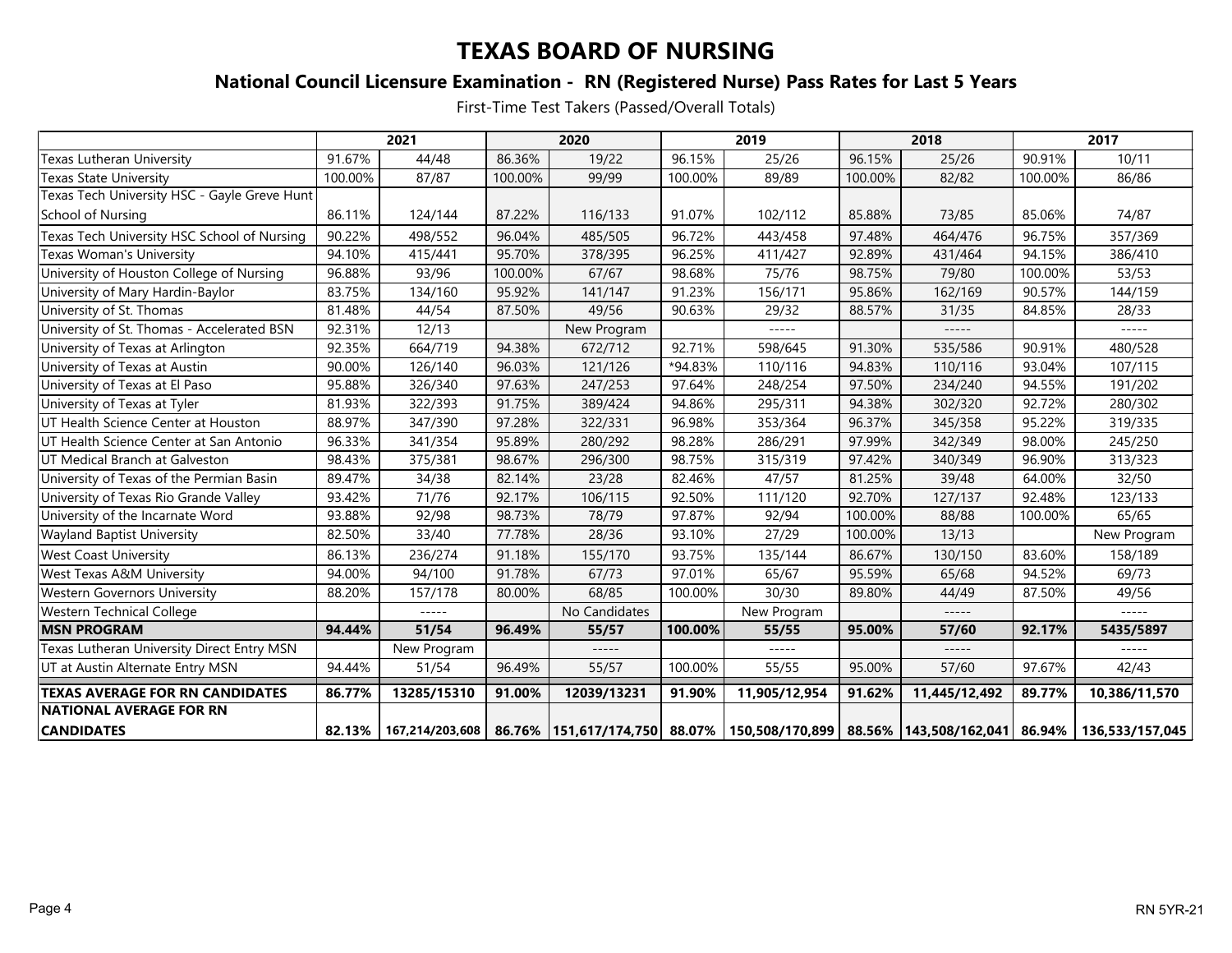# TEXAS BOARD OF NURSING

## National Council Licensure Examination - RN (Registered Nurse) Pass Rates for Last 5 Years

First-Time Test Takers (Passed/Overall Totals)

| | 2021 | | 2020 | | 2019 | | 2018 | | 2017 | |
|---|---|---|---|---|---|---|---|---|---|---|
| Texas Lutheran University | 91.67% | 44/48 | 86.36% | 19/22 | 96.15% | 25/26 | 96.15% | 25/26 | 90.91% | 10/11 |
| Texas State University | 100.00% | 87/87 | 100.00% | 99/99 | 100.00% | 89/89 | 100.00% | 82/82 | 100.00% | 86/86 |
| Texas Tech University HSC - Gayle Greve Hunt School of Nursing | 86.11% | 124/144 | 87.22% | 116/133 | 91.07% | 102/112 | 85.88% | 73/85 | 85.06% | 74/87 |
| Texas Tech University HSC School of Nursing | 90.22% | 498/552 | 96.04% | 485/505 | 96.72% | 443/458 | 97.48% | 464/476 | 96.75% | 357/369 |
| Texas Woman's University | 94.10% | 415/441 | 95.70% | 378/395 | 96.25% | 411/427 | 92.89% | 431/464 | 94.15% | 386/410 |
| University of Houston College of Nursing | 96.88% | 93/96 | 100.00% | 67/67 | 98.68% | 75/76 | 98.75% | 79/80 | 100.00% | 53/53 |
| University of Mary Hardin-Baylor | 83.75% | 134/160 | 95.92% | 141/147 | 91.23% | 156/171 | 95.86% | 162/169 | 90.57% | 144/159 |
| University of St. Thomas | 81.48% | 44/54 | 87.50% | 49/56 | 90.63% | 29/32 | 88.57% | 31/35 | 84.85% | 28/33 |
| University of St. Thomas - Accelerated BSN | 92.31% | 12/13 | | New Program | | ----- | | ----- | | ----- |
| University of Texas at Arlington | 92.35% | 664/719 | 94.38% | 672/712 | 92.71% | 598/645 | 91.30% | 535/586 | 90.91% | 480/528 |
| University of Texas at Austin | 90.00% | 126/140 | 96.03% | 121/126 | *94.83% | 110/116 | 94.83% | 110/116 | 93.04% | 107/115 |
| University of Texas at El Paso | 95.88% | 326/340 | 97.63% | 247/253 | 97.64% | 248/254 | 97.50% | 234/240 | 94.55% | 191/202 |
| University of Texas at Tyler | 81.93% | 322/393 | 91.75% | 389/424 | 94.86% | 295/311 | 94.38% | 302/320 | 92.72% | 280/302 |
| UT Health Science Center at Houston | 88.97% | 347/390 | 97.28% | 322/331 | 96.98% | 353/364 | 96.37% | 345/358 | 95.22% | 319/335 |
| UT Health Science Center at San Antonio | 96.33% | 341/354 | 95.89% | 280/292 | 98.28% | 286/291 | 97.99% | 342/349 | 98.00% | 245/250 |
| UT Medical Branch at Galveston | 98.43% | 375/381 | 98.67% | 296/300 | 98.75% | 315/319 | 97.42% | 340/349 | 96.90% | 313/323 |
| University of Texas of the Permian Basin | 89.47% | 34/38 | 82.14% | 23/28 | 82.46% | 47/57 | 81.25% | 39/48 | 64.00% | 32/50 |
| University of Texas Rio Grande Valley | 93.42% | 71/76 | 92.17% | 106/115 | 92.50% | 111/120 | 92.70% | 127/137 | 92.48% | 123/133 |
| University of the Incarnate Word | 93.88% | 92/98 | 98.73% | 78/79 | 97.87% | 92/94 | 100.00% | 88/88 | 100.00% | 65/65 |
| Wayland Baptist University | 82.50% | 33/40 | 77.78% | 28/36 | 93.10% | 27/29 | 100.00% | 13/13 | | New Program |
| West Coast University | 86.13% | 236/274 | 91.18% | 155/170 | 93.75% | 135/144 | 86.67% | 130/150 | 83.60% | 158/189 |
| West Texas A&M University | 94.00% | 94/100 | 91.78% | 67/73 | 97.01% | 65/67 | 95.59% | 65/68 | 94.52% | 69/73 |
| Western Governors University | 88.20% | 157/178 | 80.00% | 68/85 | 100.00% | 30/30 | 89.80% | 44/49 | 87.50% | 49/56 |
| Western Technical College | | ----- | | No Candidates | | New Program | | ----- | | ----- |
| **MSN PROGRAM** | **94.44%** | **51/54** | **96.49%** | **55/57** | **100.00%** | **55/55** | **95.00%** | **57/60** | **92.17%** | **5435/5897** |
| Texas Lutheran University Direct Entry MSN | | New Program | | ----- | | ----- | | ----- | | ----- |
| UT at Austin Alternate Entry MSN | 94.44% | 51/54 | 96.49% | 55/57 | 100.00% | 55/55 | 95.00% | 57/60 | 97.67% | 42/43 |
| **TEXAS AVERAGE FOR RN CANDIDATES** | **86.77%** | **13285/15310** | **91.00%** | **12039/13231** | **91.90%** | **11,905/12,954** | **91.62%** | **11,445/12,492** | **89.77%** | **10,386/11,570** |
| **NATIONAL AVERAGE FOR RN CANDIDATES** | **82.13%** | **167,214/203,608** | **86.76%** | **151,617/174,750** | **88.07%** | **150,508/170,899** | **88.56%** | **143,508/162,041** | **86.94%** | **136,533/157,045** |